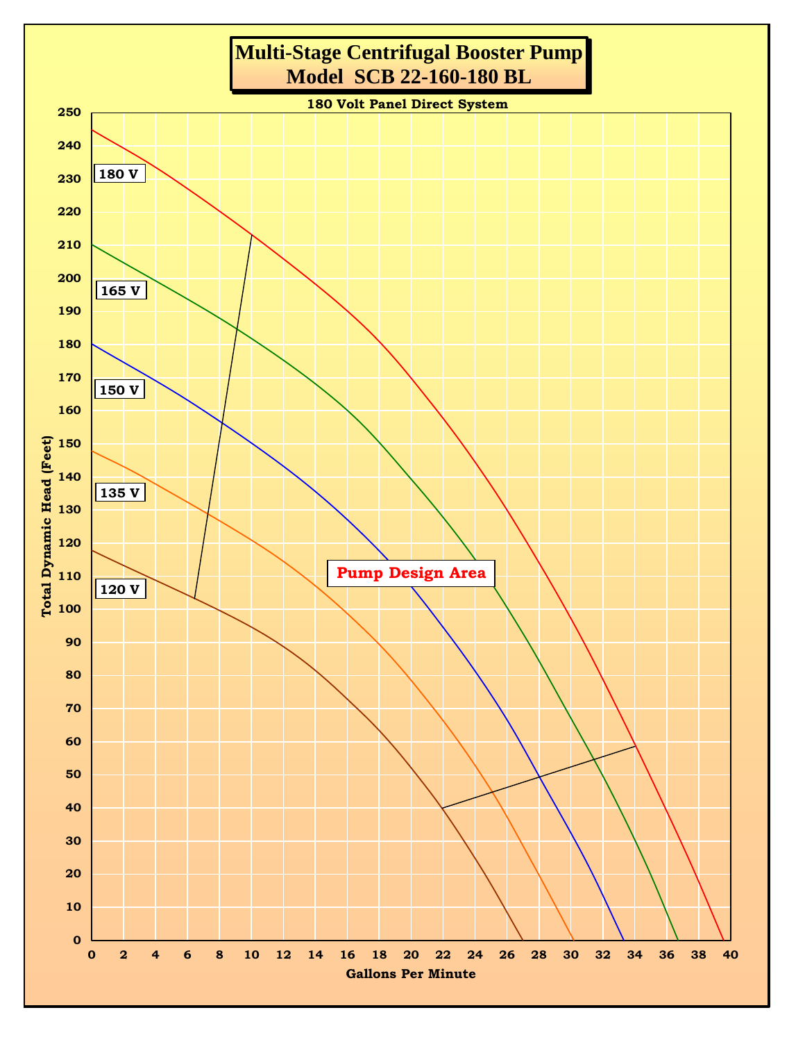# Multi-Stage Centrifugal Booster Pump
# Model SCB 22-160-180 BL

**180 Volt Panel Direct System**

Total Dynamic Head (Feet)

250, 240, 230, 220, 210, 200, 190, 180, 170, 160, 150, 140, 130, 120, 110, 100, 90, 80, 70, 60, 50, 40, 30, 20, 10, 0

180 V

165 V

150 V

135 V

120 V

Pump Design Area

0, 2, 4, 6, 8, 10, 12, 14, 16, 18, 20, 22, 24, 26, 28, 30, 32, 34, 36, 38, 40

Gallons Per Minute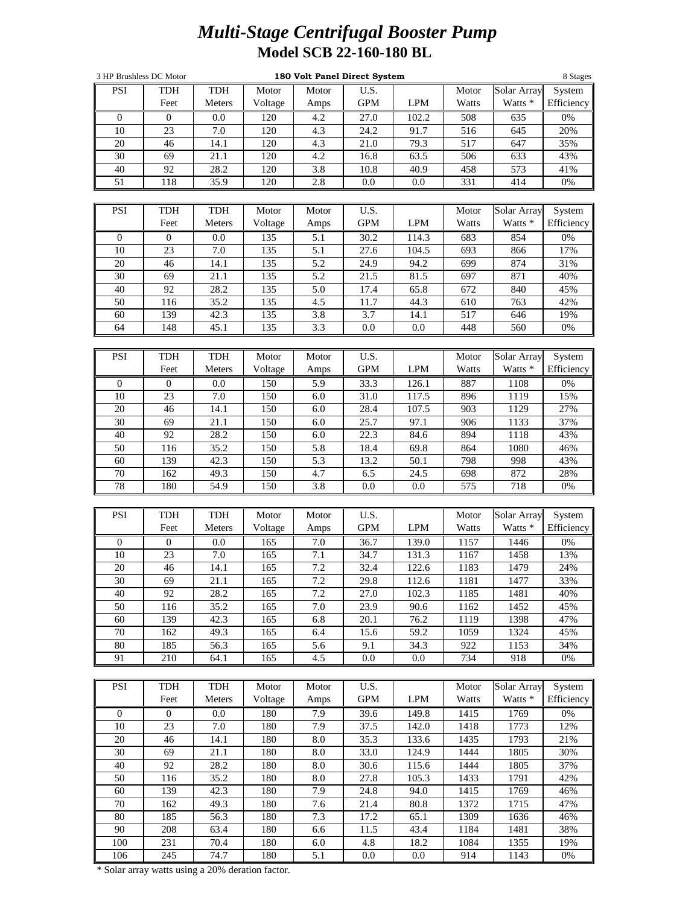# *Multi-Stage Centrifugal Booster Pump*

## Model SCB 22-160-180 BL

3 HP Brushless DC Motor — **180 Volt Panel Direct System** — 8 Stages

| PSI | TDH Feet | TDH Meters | Motor Voltage | Motor Amps | U.S. GPM | LPM | Motor Watts | Solar Array Watts * | System Efficiency |
|---|---|---|---|---|---|---|---|---|---|
| 0 | 0 | 0.0 | 120 | 4.2 | 27.0 | 102.2 | 508 | 635 | 0% |
| 10 | 23 | 7.0 | 120 | 4.3 | 24.2 | 91.7 | 516 | 645 | 20% |
| 20 | 46 | 14.1 | 120 | 4.3 | 21.0 | 79.3 | 517 | 647 | 35% |
| 30 | 69 | 21.1 | 120 | 4.2 | 16.8 | 63.5 | 506 | 633 | 43% |
| 40 | 92 | 28.2 | 120 | 3.8 | 10.8 | 40.9 | 458 | 573 | 41% |
| 51 | 118 | 35.9 | 120 | 2.8 | 0.0 | 0.0 | 331 | 414 | 0% |

| PSI | TDH Feet | TDH Meters | Motor Voltage | Motor Amps | U.S. GPM | LPM | Motor Watts | Solar Array Watts * | System Efficiency |
|---|---|---|---|---|---|---|---|---|---|
| 0 | 0 | 0.0 | 135 | 5.1 | 30.2 | 114.3 | 683 | 854 | 0% |
| 10 | 23 | 7.0 | 135 | 5.1 | 27.6 | 104.5 | 693 | 866 | 17% |
| 20 | 46 | 14.1 | 135 | 5.2 | 24.9 | 94.2 | 699 | 874 | 31% |
| 30 | 69 | 21.1 | 135 | 5.2 | 21.5 | 81.5 | 697 | 871 | 40% |
| 40 | 92 | 28.2 | 135 | 5.0 | 17.4 | 65.8 | 672 | 840 | 45% |
| 50 | 116 | 35.2 | 135 | 4.5 | 11.7 | 44.3 | 610 | 763 | 42% |
| 60 | 139 | 42.3 | 135 | 3.8 | 3.7 | 14.1 | 517 | 646 | 19% |
| 64 | 148 | 45.1 | 135 | 3.3 | 0.0 | 0.0 | 448 | 560 | 0% |

| PSI | TDH Feet | TDH Meters | Motor Voltage | Motor Amps | U.S. GPM | LPM | Motor Watts | Solar Array Watts * | System Efficiency |
|---|---|---|---|---|---|---|---|---|---|
| 0 | 0 | 0.0 | 150 | 5.9 | 33.3 | 126.1 | 887 | 1108 | 0% |
| 10 | 23 | 7.0 | 150 | 6.0 | 31.0 | 117.5 | 896 | 1119 | 15% |
| 20 | 46 | 14.1 | 150 | 6.0 | 28.4 | 107.5 | 903 | 1129 | 27% |
| 30 | 69 | 21.1 | 150 | 6.0 | 25.7 | 97.1 | 906 | 1133 | 37% |
| 40 | 92 | 28.2 | 150 | 6.0 | 22.3 | 84.6 | 894 | 1118 | 43% |
| 50 | 116 | 35.2 | 150 | 5.8 | 18.4 | 69.8 | 864 | 1080 | 46% |
| 60 | 139 | 42.3 | 150 | 5.3 | 13.2 | 50.1 | 798 | 998 | 43% |
| 70 | 162 | 49.3 | 150 | 4.7 | 6.5 | 24.5 | 698 | 872 | 28% |
| 78 | 180 | 54.9 | 150 | 3.8 | 0.0 | 0.0 | 575 | 718 | 0% |

| PSI | TDH Feet | TDH Meters | Motor Voltage | Motor Amps | U.S. GPM | LPM | Motor Watts | Solar Array Watts * | System Efficiency |
|---|---|---|---|---|---|---|---|---|---|
| 0 | 0 | 0.0 | 165 | 7.0 | 36.7 | 139.0 | 1157 | 1446 | 0% |
| 10 | 23 | 7.0 | 165 | 7.1 | 34.7 | 131.3 | 1167 | 1458 | 13% |
| 20 | 46 | 14.1 | 165 | 7.2 | 32.4 | 122.6 | 1183 | 1479 | 24% |
| 30 | 69 | 21.1 | 165 | 7.2 | 29.8 | 112.6 | 1181 | 1477 | 33% |
| 40 | 92 | 28.2 | 165 | 7.2 | 27.0 | 102.3 | 1185 | 1481 | 40% |
| 50 | 116 | 35.2 | 165 | 7.0 | 23.9 | 90.6 | 1162 | 1452 | 45% |
| 60 | 139 | 42.3 | 165 | 6.8 | 20.1 | 76.2 | 1119 | 1398 | 47% |
| 70 | 162 | 49.3 | 165 | 6.4 | 15.6 | 59.2 | 1059 | 1324 | 45% |
| 80 | 185 | 56.3 | 165 | 5.6 | 9.1 | 34.3 | 922 | 1153 | 34% |
| 91 | 210 | 64.1 | 165 | 4.5 | 0.0 | 0.0 | 734 | 918 | 0% |

| PSI | TDH Feet | TDH Meters | Motor Voltage | Motor Amps | U.S. GPM | LPM | Motor Watts | Solar Array Watts * | System Efficiency |
|---|---|---|---|---|---|---|---|---|---|
| 0 | 0 | 0.0 | 180 | 7.9 | 39.6 | 149.8 | 1415 | 1769 | 0% |
| 10 | 23 | 7.0 | 180 | 7.9 | 37.5 | 142.0 | 1418 | 1773 | 12% |
| 20 | 46 | 14.1 | 180 | 8.0 | 35.3 | 133.6 | 1435 | 1793 | 21% |
| 30 | 69 | 21.1 | 180 | 8.0 | 33.0 | 124.9 | 1444 | 1805 | 30% |
| 40 | 92 | 28.2 | 180 | 8.0 | 30.6 | 115.6 | 1444 | 1805 | 37% |
| 50 | 116 | 35.2 | 180 | 8.0 | 27.8 | 105.3 | 1433 | 1791 | 42% |
| 60 | 139 | 42.3 | 180 | 7.9 | 24.8 | 94.0 | 1415 | 1769 | 46% |
| 70 | 162 | 49.3 | 180 | 7.6 | 21.4 | 80.8 | 1372 | 1715 | 47% |
| 80 | 185 | 56.3 | 180 | 7.3 | 17.2 | 65.1 | 1309 | 1636 | 46% |
| 90 | 208 | 63.4 | 180 | 6.6 | 11.5 | 43.4 | 1184 | 1481 | 38% |
| 100 | 231 | 70.4 | 180 | 6.0 | 4.8 | 18.2 | 1084 | 1355 | 19% |
| 106 | 245 | 74.7 | 180 | 5.1 | 0.0 | 0.0 | 914 | 1143 | 0% |

\* Solar array watts using a 20% deration factor.